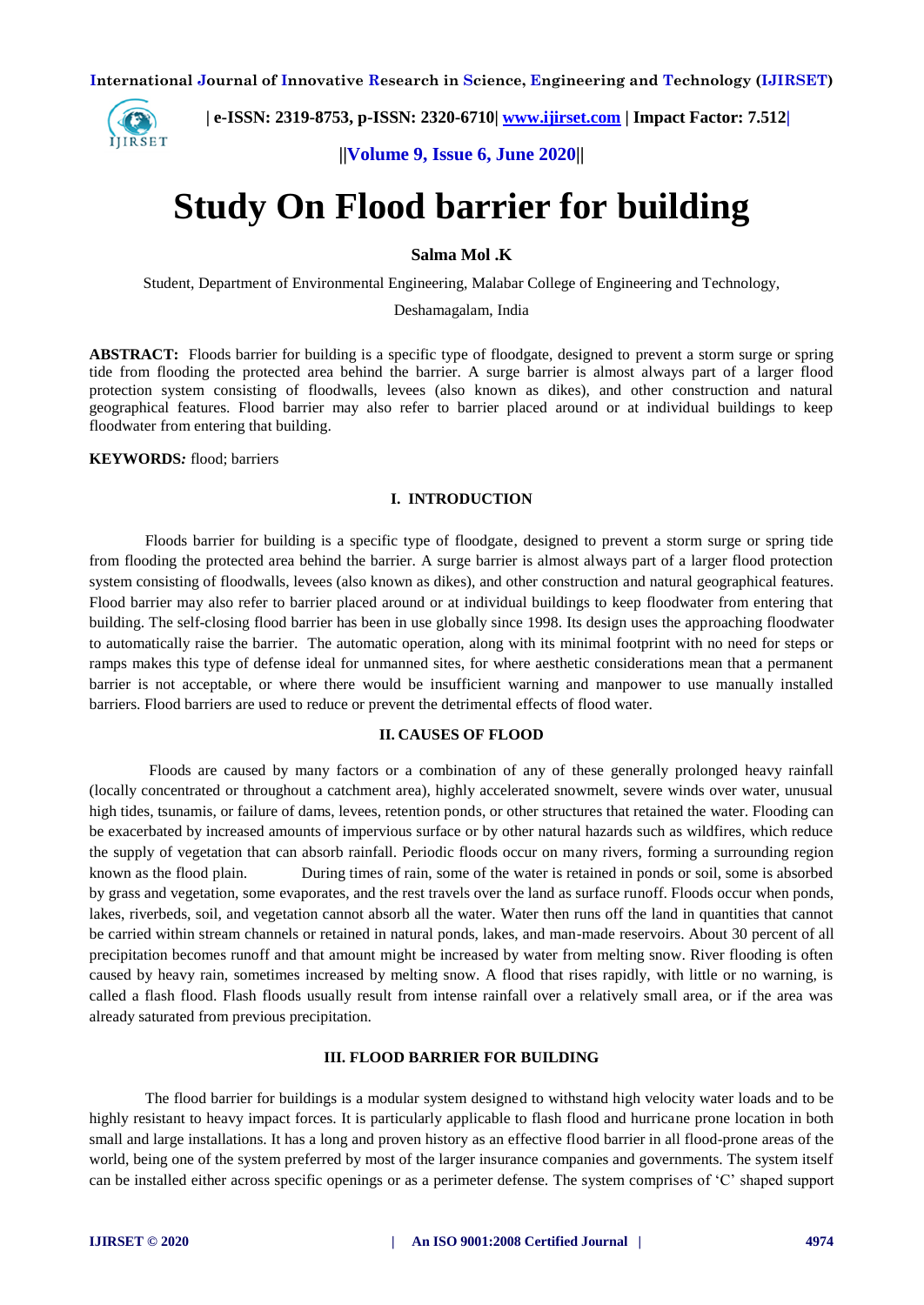# Study On Flood barrier for building

**Salma Mol .K**

Student, Department of Environmental Engineering, Malabar College of Engineering and Technology,

Deshamagalam, India

**ABSTRACT:** Floods barrier for building is a specific type of floodgate, designed to prevent a storm surge or spring tide from flooding the protected area behind the barrier. A surge barrier is almost always part of a larger flood protection system consisting of floodwalls, levees (also known as dikes), and other construction and natural geographical features. Flood barrier may also refer to barrier placed around or at individual buildings to keep floodwater from entering that building.

**KEYWORDS*:*** flood; barriers

## I. INTRODUCTION

Floods barrier for building is a specific type of floodgate, designed to prevent a storm surge or spring tide from flooding the protected area behind the barrier. A surge barrier is almost always part of a larger flood protection system consisting of floodwalls, levees (also known as dikes), and other construction and natural geographical features. Flood barrier may also refer to barrier placed around or at individual buildings to keep floodwater from entering that building. The self-closing flood barrier has been in use globally since 1998. Its design uses the approaching floodwater to automatically raise the barrier. The automatic operation, along with its minimal footprint with no need for steps or ramps makes this type of defense ideal for unmanned sites, for where aesthetic considerations mean that a permanent barrier is not acceptable, or where there would be insufficient warning and manpower to use manually installed barriers. Flood barriers are used to reduce or prevent the detrimental effects of flood water.

## II. CAUSES OF FLOOD

Floods are caused by many factors or a combination of any of these generally prolonged heavy rainfall (locally concentrated or throughout a catchment area), highly accelerated snowmelt, severe winds over water, unusual high tides, tsunamis, or failure of dams, levees, retention ponds, or other structures that retained the water. Flooding can be exacerbated by increased amounts of impervious surface or by other natural hazards such as wildfires, which reduce the supply of vegetation that can absorb rainfall. Periodic floods occur on many rivers, forming a surrounding region known as the flood plain. During times of rain, some of the water is retained in ponds or soil, some is absorbed by grass and vegetation, some evaporates, and the rest travels over the land as surface runoff. Floods occur when ponds, lakes, riverbeds, soil, and vegetation cannot absorb all the water. Water then runs off the land in quantities that cannot be carried within stream channels or retained in natural ponds, lakes, and man-made reservoirs. About 30 percent of all precipitation becomes runoff and that amount might be increased by water from melting snow. River flooding is often caused by heavy rain, sometimes increased by melting snow. A flood that rises rapidly, with little or no warning, is called a flash flood. Flash floods usually result from intense rainfall over a relatively small area, or if the area was already saturated from previous precipitation.

## III. FLOOD BARRIER FOR BUILDING

The flood barrier for buildings is a modular system designed to withstand high velocity water loads and to be highly resistant to heavy impact forces. It is particularly applicable to flash flood and hurricane prone location in both small and large installations. It has a long and proven history as an effective flood barrier in all flood-prone areas of the world, being one of the system preferred by most of the larger insurance companies and governments. The system itself can be installed either across specific openings or as a perimeter defense. The system comprises of 'C' shaped support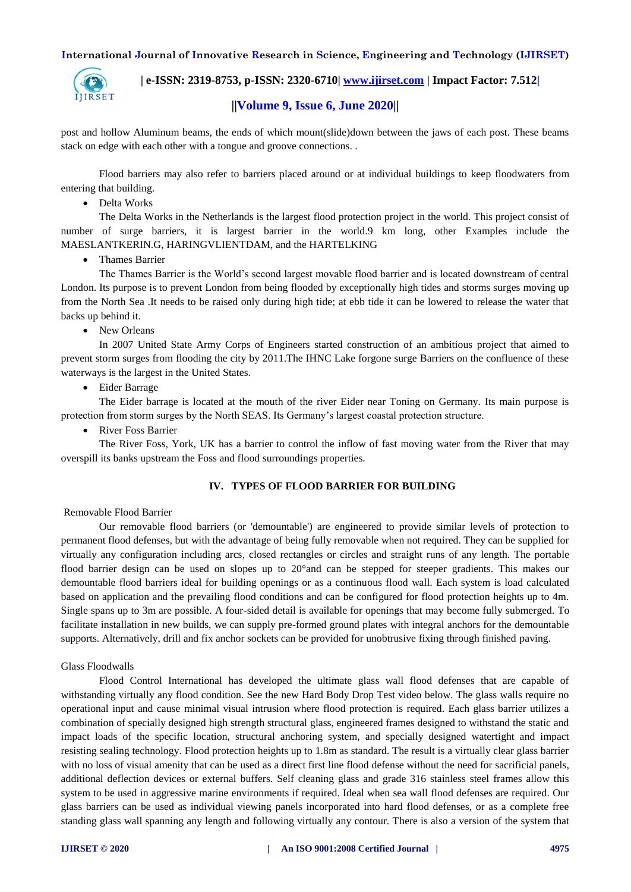post and hollow Aluminum beams, the ends of which mount(slide)down between the jaws of each post. These beams stack on edge with each other with a tongue and groove connections. .

Flood barriers may also refer to barriers placed around or at individual buildings to keep floodwaters from entering that building.

- Delta Works

The Delta Works in the Netherlands is the largest flood protection project in the world. This project consist of number of surge barriers, it is largest barrier in the world.9 km long, other Examples include the MAESLANTKERIN.G, HARINGVLIENTDAM, and the HARTELKING

- Thames Barrier

The Thames Barrier is the World's second largest movable flood barrier and is located downstream of central London. Its purpose is to prevent London from being flooded by exceptionally high tides and storms surges moving up from the North Sea .It needs to be raised only during high tide; at ebb tide it can be lowered to release the water that backs up behind it.

- New Orleans

In 2007 United State Army Corps of Engineers started construction of an ambitious project that aimed to prevent storm surges from flooding the city by 2011.The IHNC Lake forgone surge Barriers on the confluence of these waterways is the largest in the United States.

- Eider Barrage

The Eider barrage is located at the mouth of the river Eider near Toning on Germany. Its main purpose is protection from storm surges by the North SEAS. Its Germany's largest coastal protection structure.

- River Foss Barrier

The River Foss, York, UK has a barrier to control the inflow of fast moving water from the River that may overspill its banks upstream the Foss and flood surroundings properties.

## IV. TYPES OF FLOOD BARRIER FOR BUILDING

Removable Flood Barrier

Our removable flood barriers (or 'demountable') are engineered to provide similar levels of protection to permanent flood defenses, but with the advantage of being fully removable when not required. They can be supplied for virtually any configuration including arcs, closed rectangles or circles and straight runs of any length. The portable flood barrier design can be used on slopes up to 20°and can be stepped for steeper gradients. This makes our demountable flood barriers ideal for building openings or as a continuous flood wall. Each system is load calculated based on application and the prevailing flood conditions and can be configured for flood protection heights up to 4m. Single spans up to 3m are possible. A four-sided detail is available for openings that may become fully submerged. To facilitate installation in new builds, we can supply pre-formed ground plates with integral anchors for the demountable supports. Alternatively, drill and fix anchor sockets can be provided for unobtrusive fixing through finished paving.

Glass Floodwalls

Flood Control International has developed the ultimate glass wall flood defenses that are capable of withstanding virtually any flood condition. See the new Hard Body Drop Test video below. The glass walls require no operational input and cause minimal visual intrusion where flood protection is required. Each glass barrier utilizes a combination of specially designed high strength structural glass, engineered frames designed to withstand the static and impact loads of the specific location, structural anchoring system, and specially designed watertight and impact resisting sealing technology. Flood protection heights up to 1.8m as standard. The result is a virtually clear glass barrier with no loss of visual amenity that can be used as a direct first line flood defense without the need for sacrificial panels, additional deflection devices or external buffers. Self cleaning glass and grade 316 stainless steel frames allow this system to be used in aggressive marine environments if required. Ideal when sea wall flood defenses are required. Our glass barriers can be used as individual viewing panels incorporated into hard flood defenses, or as a complete free standing glass wall spanning any length and following virtually any contour. There is also a version of the system that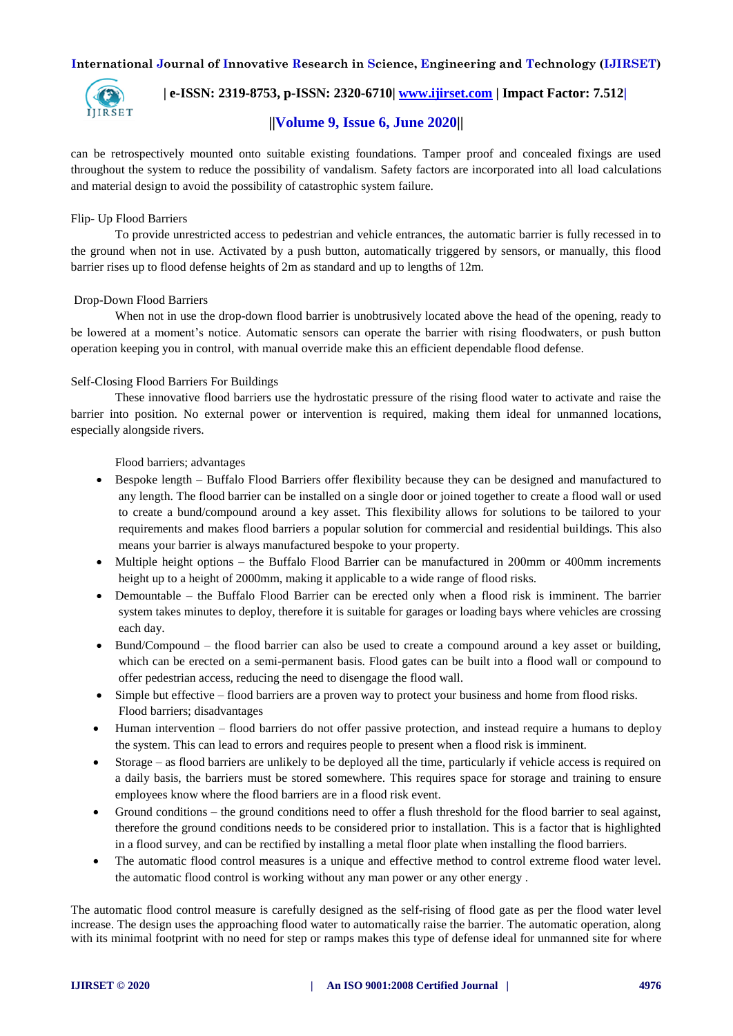can be retrospectively mounted onto suitable existing foundations. Tamper proof and concealed fixings are used throughout the system to reduce the possibility of vandalism. Safety factors are incorporated into all load calculations and material design to avoid the possibility of catastrophic system failure.

Flip- Up Flood Barriers

To provide unrestricted access to pedestrian and vehicle entrances, the automatic barrier is fully recessed in to the ground when not in use. Activated by a push button, automatically triggered by sensors, or manually, this flood barrier rises up to flood defense heights of 2m as standard and up to lengths of 12m.

Drop-Down Flood Barriers

When not in use the drop-down flood barrier is unobtrusively located above the head of the opening, ready to be lowered at a moment's notice. Automatic sensors can operate the barrier with rising floodwaters, or push button operation keeping you in control, with manual override make this an efficient dependable flood defense.

Self-Closing Flood Barriers For Buildings

These innovative flood barriers use the hydrostatic pressure of the rising flood water to activate and raise the barrier into position. No external power or intervention is required, making them ideal for unmanned locations, especially alongside rivers.

Flood barriers; advantages

- Bespoke length – Buffalo Flood Barriers offer flexibility because they can be designed and manufactured to any length. The flood barrier can be installed on a single door or joined together to create a flood wall or used to create a bund/compound around a key asset. This flexibility allows for solutions to be tailored to your requirements and makes flood barriers a popular solution for commercial and residential buildings. This also means your barrier is always manufactured bespoke to your property.
- Multiple height options – the Buffalo Flood Barrier can be manufactured in 200mm or 400mm increments height up to a height of 2000mm, making it applicable to a wide range of flood risks.
- Demountable – the Buffalo Flood Barrier can be erected only when a flood risk is imminent. The barrier system takes minutes to deploy, therefore it is suitable for garages or loading bays where vehicles are crossing each day.
- Bund/Compound – the flood barrier can also be used to create a compound around a key asset or building, which can be erected on a semi-permanent basis. Flood gates can be built into a flood wall or compound to offer pedestrian access, reducing the need to disengage the flood wall.
- Simple but effective – flood barriers are a proven way to protect your business and home from flood risks.

Flood barriers; disadvantages

- Human intervention – flood barriers do not offer passive protection, and instead require a humans to deploy the system. This can lead to errors and requires people to present when a flood risk is imminent.
- Storage – as flood barriers are unlikely to be deployed all the time, particularly if vehicle access is required on a daily basis, the barriers must be stored somewhere. This requires space for storage and training to ensure employees know where the flood barriers are in a flood risk event.
- Ground conditions – the ground conditions need to offer a flush threshold for the flood barrier to seal against, therefore the ground conditions needs to be considered prior to installation. This is a factor that is highlighted in a flood survey, and can be rectified by installing a metal floor plate when installing the flood barriers.
- The automatic flood control measures is a unique and effective method to control extreme flood water level. the automatic flood control is working without any man power or any other energy .

The automatic flood control measure is carefully designed as the self-rising of flood gate as per the flood water level increase. The design uses the approaching flood water to automatically raise the barrier. The automatic operation, along with its minimal footprint with no need for step or ramps makes this type of defense ideal for unmanned site for where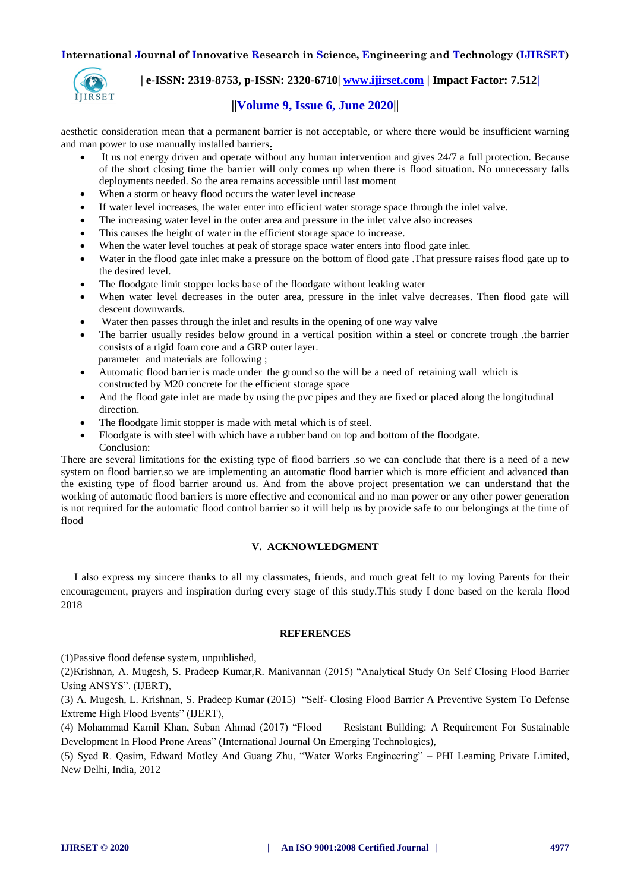aesthetic consideration mean that a permanent barrier is not acceptable, or where there would be insufficient warning and man power to use manually installed barriers**.**

- It us not energy driven and operate without any human intervention and gives 24/7 a full protection. Because of the short closing time the barrier will only comes up when there is flood situation. No unnecessary falls deployments needed. So the area remains accessible until last moment
- When a storm or heavy flood occurs the water level increase
- If water level increases, the water enter into efficient water storage space through the inlet valve.
- The increasing water level in the outer area and pressure in the inlet valve also increases
- This causes the height of water in the efficient storage space to increase.
- When the water level touches at peak of storage space water enters into flood gate inlet.
- Water in the flood gate inlet make a pressure on the bottom of flood gate .That pressure raises flood gate up to the desired level.
- The floodgate limit stopper locks base of the floodgate without leaking water
- When water level decreases in the outer area, pressure in the inlet valve decreases. Then flood gate will descent downwards.
- Water then passes through the inlet and results in the opening of one way valve
- The barrier usually resides below ground in a vertical position within a steel or concrete trough .the barrier consists of a rigid foam core and a GRP outer layer.

  parameter and materials are following ;
- Automatic flood barrier is made under the ground so the will be a need of retaining wall which is constructed by M20 concrete for the efficient storage space
- And the flood gate inlet are made by using the pvc pipes and they are fixed or placed along the longitudinal direction.
- The floodgate limit stopper is made with metal which is of steel.
- Floodgate is with steel with which have a rubber band on top and bottom of the floodgate.

  Conclusion:

There are several limitations for the existing type of flood barriers .so we can conclude that there is a need of a new system on flood barrier.so we are implementing an automatic flood barrier which is more efficient and advanced than the existing type of flood barrier around us. And from the above project presentation we can understand that the working of automatic flood barriers is more effective and economical and no man power or any other power generation is not required for the automatic flood control barrier so it will help us by provide safe to our belongings at the time of flood

## V. ACKNOWLEDGMENT

I also express my sincere thanks to all my classmates, friends, and much great felt to my loving Parents for their encouragement, prayers and inspiration during every stage of this study.This study I done based on the kerala flood 2018

## REFERENCES

(1)Passive flood defense system, unpublished,

(2)Krishnan, A. Mugesh, S. Pradeep Kumar,R. Manivannan (2015) "Analytical Study On Self Closing Flood Barrier Using ANSYS". (IJERT),

(3) A. Mugesh, L. Krishnan, S. Pradeep Kumar (2015) "Self- Closing Flood Barrier A Preventive System To Defense Extreme High Flood Events" (IJERT),

(4) Mohammad Kamil Khan, Suban Ahmad (2017) "Flood Resistant Building: A Requirement For Sustainable Development In Flood Prone Areas" (International Journal On Emerging Technologies),

(5) Syed R. Qasim, Edward Motley And Guang Zhu, "Water Works Engineering" – PHI Learning Private Limited, New Delhi, India, 2012